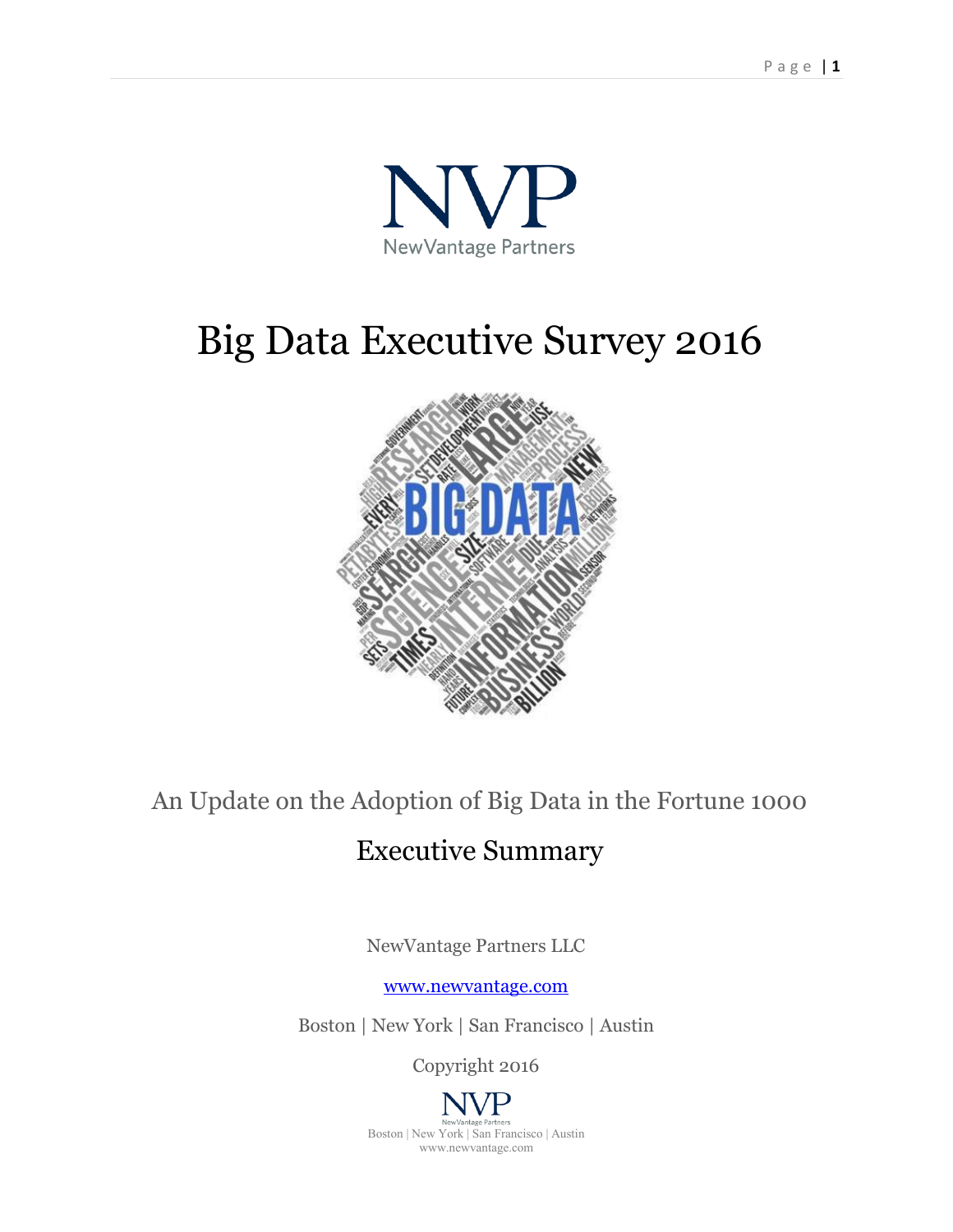NVP

NewVantage Partners

# Big Data Executive Survey 2016

An Update on the Adoption of Big Data in the Fortune 1000

## Executive Summary

NewVantage Partners LLC

www.newvantage.com

Boston | New York | San Francisco | Austin

Copyright 2016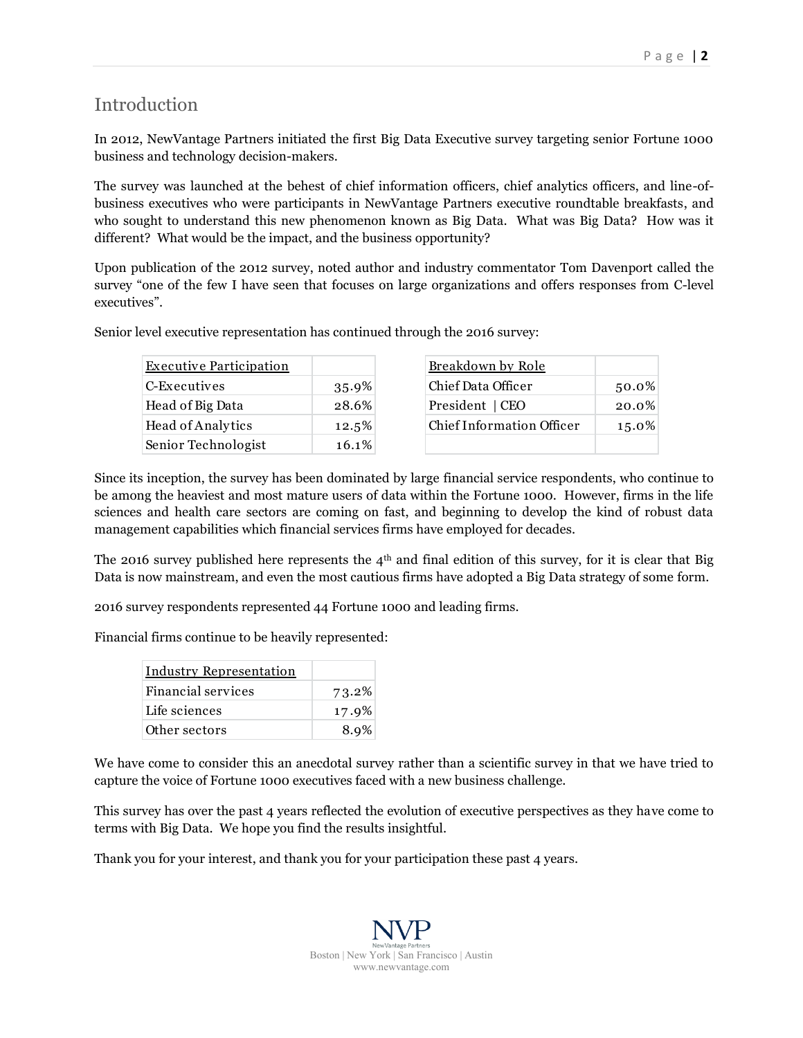## Introduction

In 2012, NewVantage Partners initiated the first Big Data Executive survey targeting senior Fortune 1000 business and technology decision-makers.

The survey was launched at the behest of chief information officers, chief analytics officers, and line-of-business executives who were participants in NewVantage Partners executive roundtable breakfasts, and who sought to understand this new phenomenon known as Big Data. What was Big Data? How was it different? What would be the impact, and the business opportunity?

Upon publication of the 2012 survey, noted author and industry commentator Tom Davenport called the survey "one of the few I have seen that focuses on large organizations and offers responses from C-level executives".

Senior level executive representation has continued through the 2016 survey:

| Executive Participation | |
|---|---|
| C-Executives | 35.9% |
| Head of Big Data | 28.6% |
| Head of Analytics | 12.5% |
| Senior Technologist | 16.1% |

| Breakdown by Role | |
|---|---|
| Chief Data Officer | 50.0% |
| President \| CEO | 20.0% |
| Chief Information Officer | 15.0% |
| | |

Since its inception, the survey has been dominated by large financial service respondents, who continue to be among the heaviest and most mature users of data within the Fortune 1000. However, firms in the life sciences and health care sectors are coming on fast, and beginning to develop the kind of robust data management capabilities which financial services firms have employed for decades.

The 2016 survey published here represents the 4th and final edition of this survey, for it is clear that Big Data is now mainstream, and even the most cautious firms have adopted a Big Data strategy of some form.

2016 survey respondents represented 44 Fortune 1000 and leading firms.

Financial firms continue to be heavily represented:

| Industry Representation | |
|---|---|
| Financial services | 73.2% |
| Life sciences | 17.9% |
| Other sectors | 8.9% |

We have come to consider this an anecdotal survey rather than a scientific survey in that we have tried to capture the voice of Fortune 1000 executives faced with a new business challenge.

This survey has over the past 4 years reflected the evolution of executive perspectives as they have come to terms with Big Data. We hope you find the results insightful.

Thank you for your interest, and thank you for your participation these past 4 years.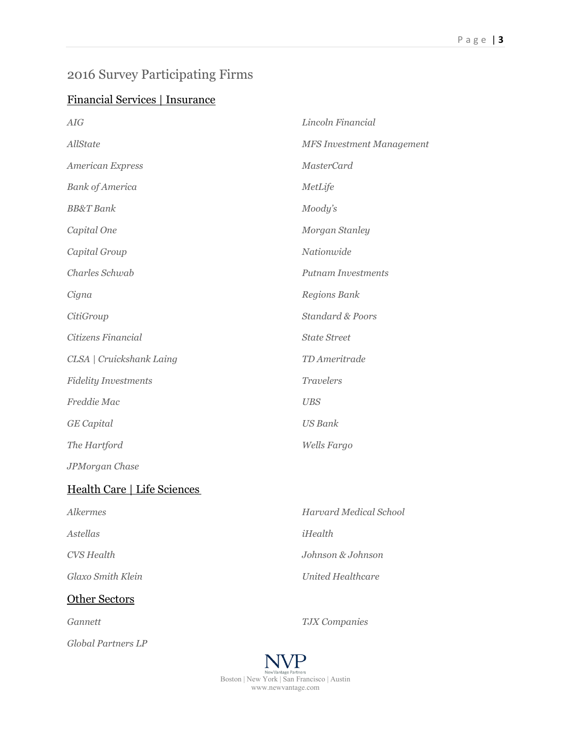## 2016 Survey Participating Firms

### Financial Services | Insurance

*AIG*

*AllState*

*American Express*

*Bank of America*

*BB&T Bank*

*Capital One*

*Capital Group*

*Charles Schwab*

*Cigna*

*CitiGroup*

*Citizens Financial*

*CLSA | Cruickshank Laing*

*Fidelity Investments*

*Freddie Mac*

*GE Capital*

*The Hartford*

*JPMorgan Chase*

*Lincoln Financial*

*MFS Investment Management*

*MasterCard*

*MetLife*

*Moody's*

*Morgan Stanley*

*Nationwide*

*Putnam Investments*

*Regions Bank*

*Standard & Poors*

*State Street*

*TD Ameritrade*

*Travelers*

*UBS*

*US Bank*

*Wells Fargo*

### Health Care | Life Sciences

*Alkermes*

*Astellas*

*CVS Health*

*Glaxo Smith Klein*

*Harvard Medical School*

*iHealth*

*Johnson & Johnson*

*United Healthcare*

### Other Sectors

*Gannett*

*Global Partners LP*

*TJX Companies*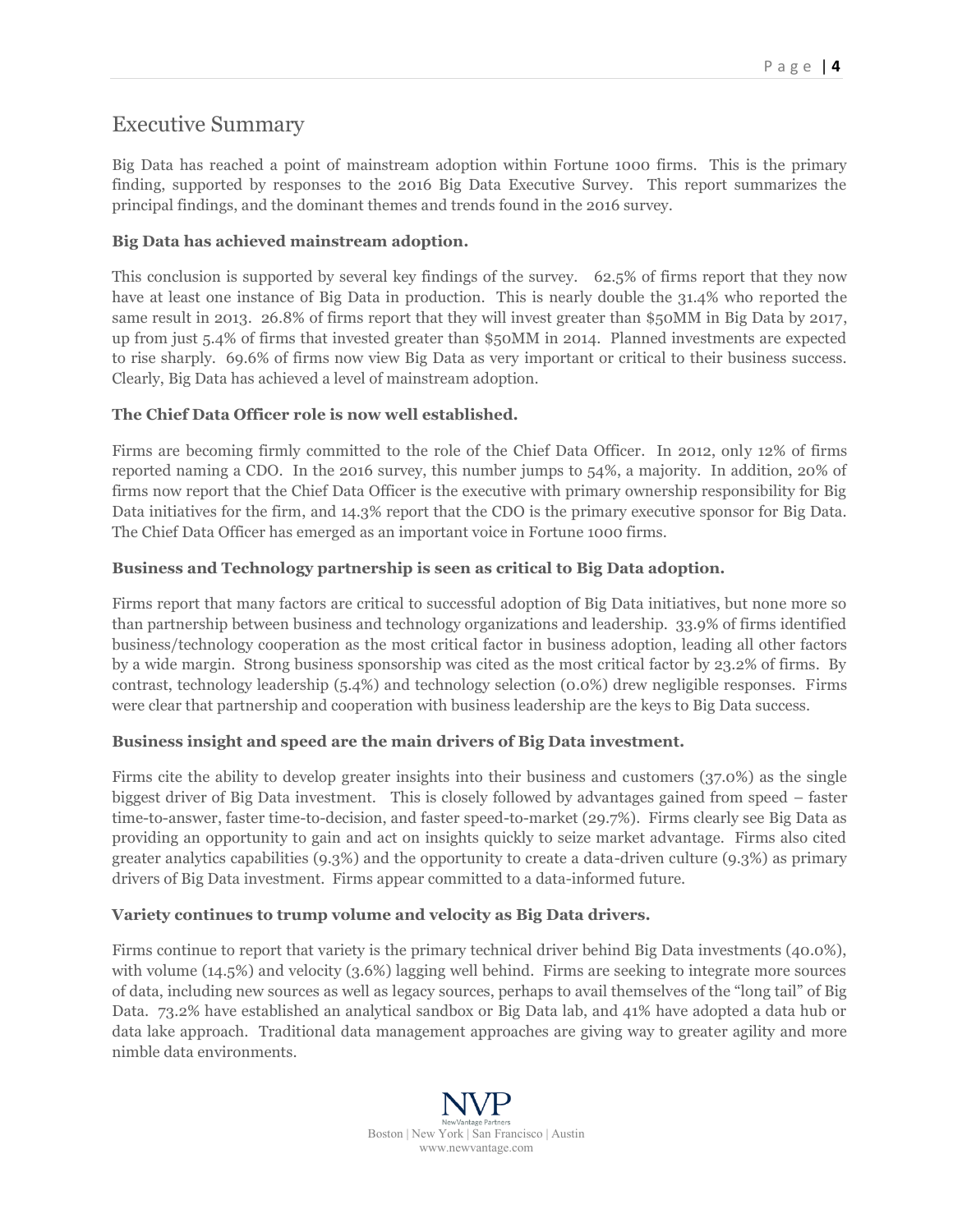# Executive Summary

Big Data has reached a point of mainstream adoption within Fortune 1000 firms. This is the primary finding, supported by responses to the 2016 Big Data Executive Survey. This report summarizes the principal findings, and the dominant themes and trends found in the 2016 survey.

**Big Data has achieved mainstream adoption.**

This conclusion is supported by several key findings of the survey. 62.5% of firms report that they now have at least one instance of Big Data in production. This is nearly double the 31.4% who reported the same result in 2013. 26.8% of firms report that they will invest greater than $50MM in Big Data by 2017, up from just 5.4% of firms that invested greater than $50MM in 2014. Planned investments are expected to rise sharply. 69.6% of firms now view Big Data as very important or critical to their business success. Clearly, Big Data has achieved a level of mainstream adoption.

**The Chief Data Officer role is now well established.**

Firms are becoming firmly committed to the role of the Chief Data Officer. In 2012, only 12% of firms reported naming a CDO. In the 2016 survey, this number jumps to 54%, a majority. In addition, 20% of firms now report that the Chief Data Officer is the executive with primary ownership responsibility for Big Data initiatives for the firm, and 14.3% report that the CDO is the primary executive sponsor for Big Data. The Chief Data Officer has emerged as an important voice in Fortune 1000 firms.

**Business and Technology partnership is seen as critical to Big Data adoption.**

Firms report that many factors are critical to successful adoption of Big Data initiatives, but none more so than partnership between business and technology organizations and leadership. 33.9% of firms identified business/technology cooperation as the most critical factor in business adoption, leading all other factors by a wide margin. Strong business sponsorship was cited as the most critical factor by 23.2% of firms. By contrast, technology leadership (5.4%) and technology selection (0.0%) drew negligible responses. Firms were clear that partnership and cooperation with business leadership are the keys to Big Data success.

**Business insight and speed are the main drivers of Big Data investment.**

Firms cite the ability to develop greater insights into their business and customers (37.0%) as the single biggest driver of Big Data investment. This is closely followed by advantages gained from speed – faster time-to-answer, faster time-to-decision, and faster speed-to-market (29.7%). Firms clearly see Big Data as providing an opportunity to gain and act on insights quickly to seize market advantage. Firms also cited greater analytics capabilities (9.3%) and the opportunity to create a data-driven culture (9.3%) as primary drivers of Big Data investment. Firms appear committed to a data-informed future.

**Variety continues to trump volume and velocity as Big Data drivers.**

Firms continue to report that variety is the primary technical driver behind Big Data investments (40.0%), with volume (14.5%) and velocity (3.6%) lagging well behind. Firms are seeking to integrate more sources of data, including new sources as well as legacy sources, perhaps to avail themselves of the "long tail" of Big Data. 73.2% have established an analytical sandbox or Big Data lab, and 41% have adopted a data hub or data lake approach. Traditional data management approaches are giving way to greater agility and more nimble data environments.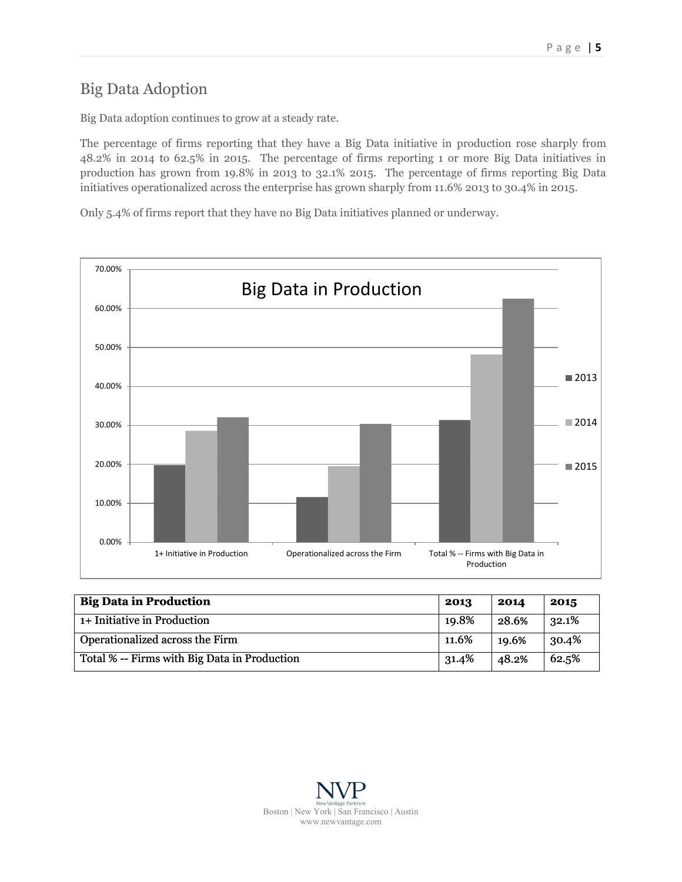## Big Data Adoption

Big Data adoption continues to grow at a steady rate.

The percentage of firms reporting that they have a Big Data initiative in production rose sharply from 48.2% in 2014 to 62.5% in 2015. The percentage of firms reporting 1 or more Big Data initiatives in production has grown from 19.8% in 2013 to 32.1% 2015. The percentage of firms reporting Big Data initiatives operationalized across the enterprise has grown sharply from 11.6% 2013 to 30.4% in 2015.

Only 5.4% of firms report that they have no Big Data initiatives planned or underway.

| Big Data in Production | 2013 | 2014 | 2015 |
|---|---|---|---|
| 1+ Initiative in Production | 19.8% | 28.6% | 32.1% |
| Operationalized across the Firm | 11.6% | 19.6% | 30.4% |
| Total % -- Firms with Big Data in Production | 31.4% | 48.2% | 62.5% |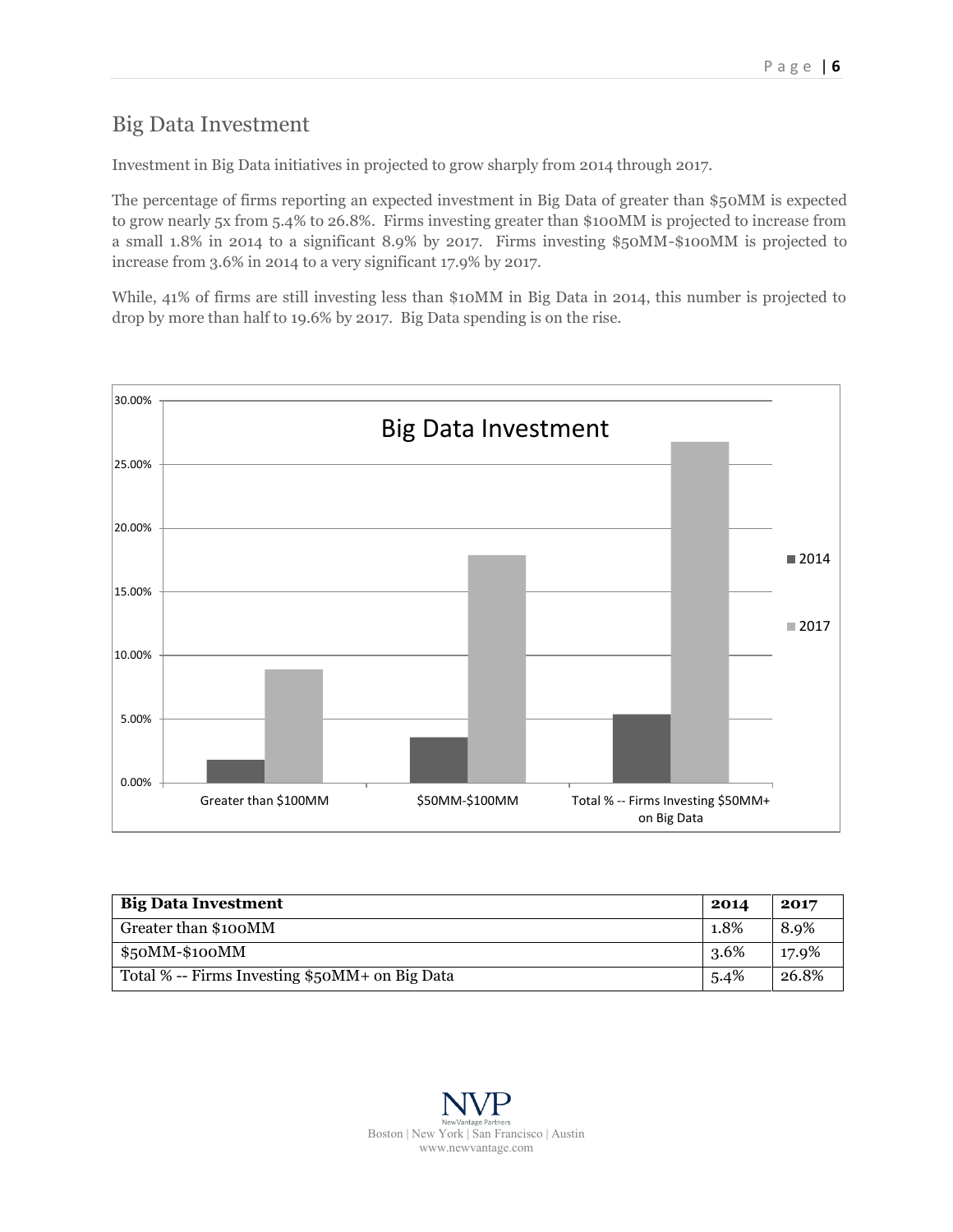## Big Data Investment

Investment in Big Data initiatives in projected to grow sharply from 2014 through 2017.

The percentage of firms reporting an expected investment in Big Data of greater than $50MM is expected to grow nearly 5x from 5.4% to 26.8%. Firms investing greater than $100MM is projected to increase from a small 1.8% in 2014 to a significant 8.9% by 2017. Firms investing $50MM-$100MM is projected to increase from 3.6% in 2014 to a very significant 17.9% by 2017.

While, 41% of firms are still investing less than $10MM in Big Data in 2014, this number is projected to drop by more than half to 19.6% by 2017. Big Data spending is on the rise.

| Big Data Investment | 2014 | 2017 |
| --- | --- | --- |
| Greater than $100MM | 1.8% | 8.9% |
| $50MM-$100MM | 3.6% | 17.9% |
| Total % -- Firms Investing $50MM+ on Big Data | 5.4% | 26.8% |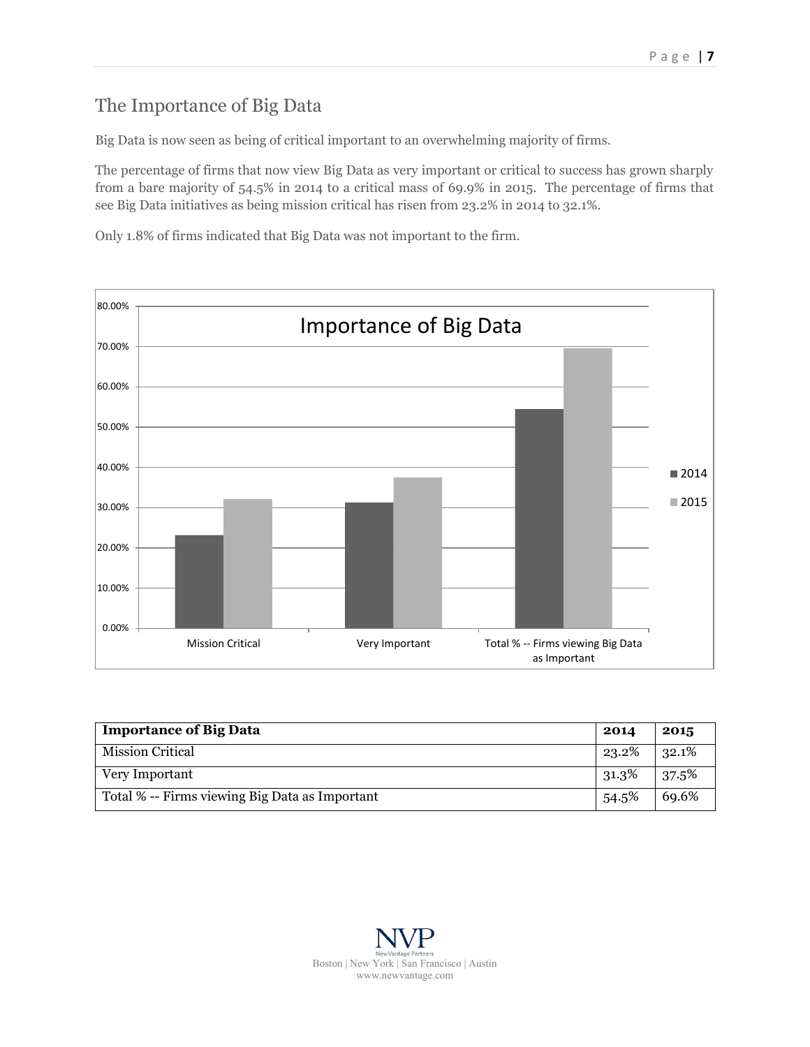## The Importance of Big Data

Big Data is now seen as being of critical important to an overwhelming majority of firms.

The percentage of firms that now view Big Data as very important or critical to success has grown sharply from a bare majority of 54.5% in 2014 to a critical mass of 69.9% in 2015. The percentage of firms that see Big Data initiatives as being mission critical has risen from 23.2% in 2014 to 32.1%.

Only 1.8% of firms indicated that Big Data was not important to the firm.

| Importance of Big Data | 2014 | 2015 |
|---|---|---|
| Mission Critical | 23.2% | 32.1% |
| Very Important | 31.3% | 37.5% |
| Total % -- Firms viewing Big Data as Important | 54.5% | 69.6% |

NVP
NewVantage Partners
Boston | New York | San Francisco | Austin
www.newvantage.com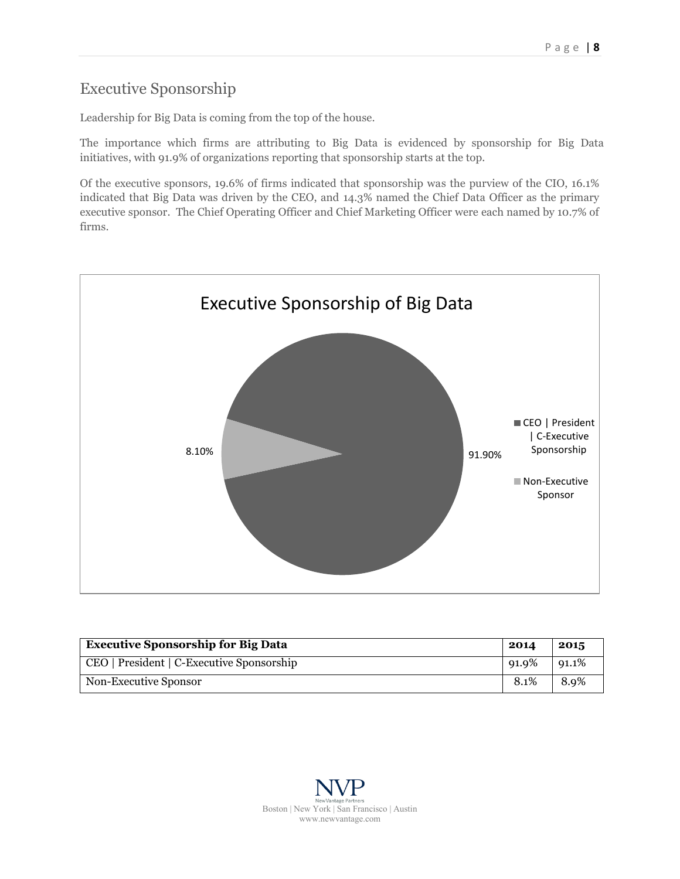## Executive Sponsorship

Leadership for Big Data is coming from the top of the house.

The importance which firms are attributing to Big Data is evidenced by sponsorship for Big Data initiatives, with 91.9% of organizations reporting that sponsorship starts at the top.

Of the executive sponsors, 19.6% of firms indicated that sponsorship was the purview of the CIO, 16.1% indicated that Big Data was driven by the CEO, and 14.3% named the Chief Data Officer as the primary executive sponsor. The Chief Operating Officer and Chief Marketing Officer were each named by 10.7% of firms.

Executive Sponsorship of Big Data

8.10%

91.90%

CEO | President | C-Executive Sponsorship

Non-Executive Sponsor

| Executive Sponsorship for Big Data | 2014 | 2015 |
|---|---|---|
| CEO \| President \| C-Executive Sponsorship | 91.9% | 91.1% |
| Non-Executive Sponsor | 8.1% | 8.9% |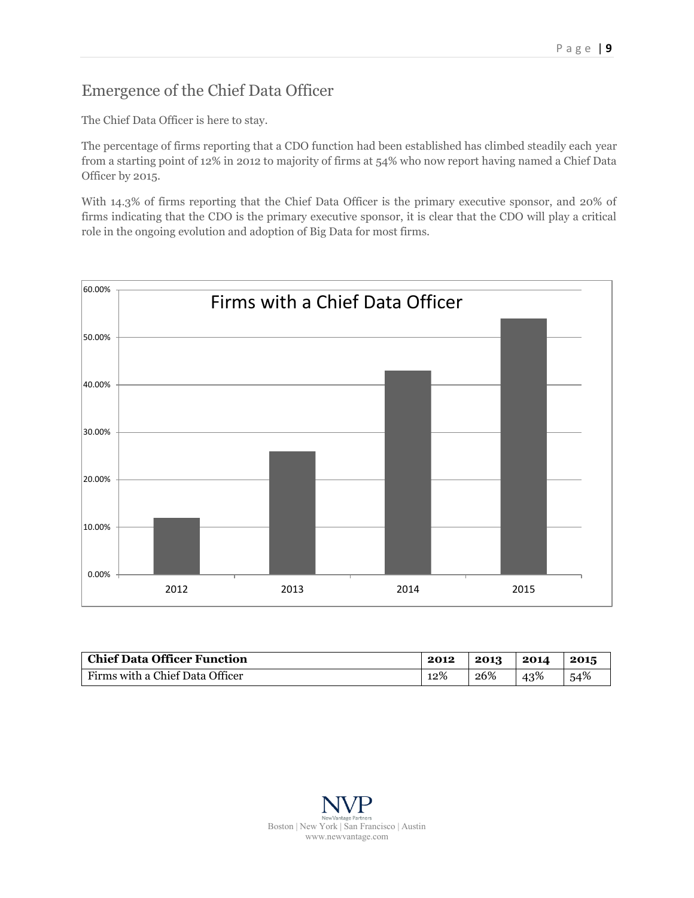## Emergence of the Chief Data Officer

The Chief Data Officer is here to stay.

The percentage of firms reporting that a CDO function had been established has climbed steadily each year from a starting point of 12% in 2012 to majority of firms at 54% who now report having named a Chief Data Officer by 2015.

With 14.3% of firms reporting that the Chief Data Officer is the primary executive sponsor, and 20% of firms indicating that the CDO is the primary executive sponsor, it is clear that the CDO will play a critical role in the ongoing evolution and adoption of Big Data for most firms.

| Chief Data Officer Function | 2012 | 2013 | 2014 | 2015 |
|---|---|---|---|---|
| Firms with a Chief Data Officer | 12% | 26% | 43% | 54% |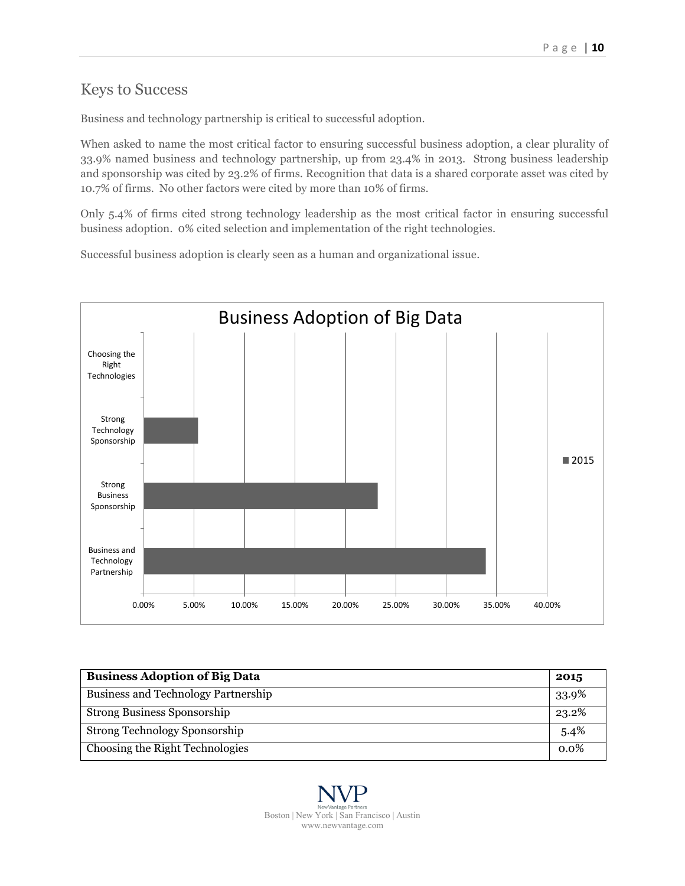## Keys to Success

Business and technology partnership is critical to successful adoption.

When asked to name the most critical factor to ensuring successful business adoption, a clear plurality of 33.9% named business and technology partnership, up from 23.4% in 2013. Strong business leadership and sponsorship was cited by 23.2% of firms. Recognition that data is a shared corporate asset was cited by 10.7% of firms. No other factors were cited by more than 10% of firms.

Only 5.4% of firms cited strong technology leadership as the most critical factor in ensuring successful business adoption. 0% cited selection and implementation of the right technologies.

Successful business adoption is clearly seen as a human and organizational issue.

| Business Adoption of Big Data | 2015 |
|---|---|
| Business and Technology Partnership | 33.9% |
| Strong Business Sponsorship | 23.2% |
| Strong Technology Sponsorship | 5.4% |
| Choosing the Right Technologies | 0.0% |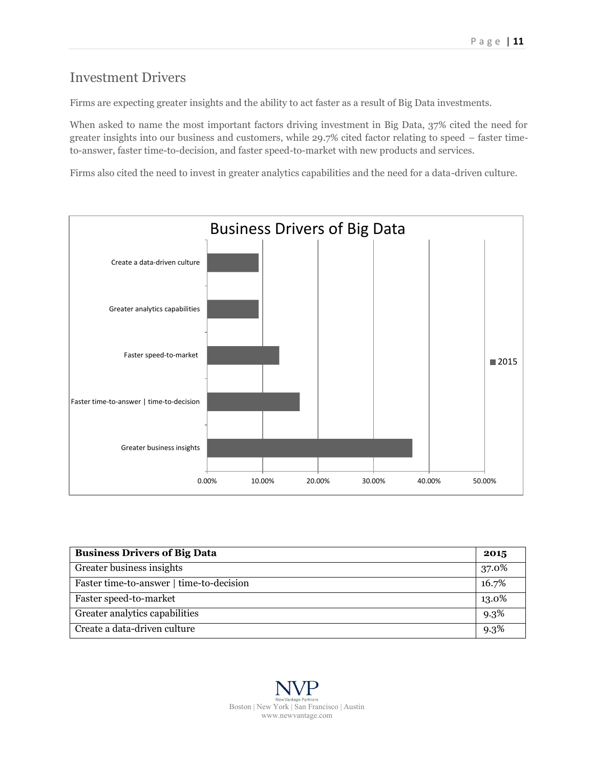## Investment Drivers

Firms are expecting greater insights and the ability to act faster as a result of Big Data investments.

When asked to name the most important factors driving investment in Big Data, 37% cited the need for greater insights into our business and customers, while 29.7% cited factor relating to speed – faster time-to-answer, faster time-to-decision, and faster speed-to-market with new products and services.

Firms also cited the need to invest in greater analytics capabilities and the need for a data-driven culture.

| Business Drivers of Big Data | 2015 |
| --- | --- |
| Greater business insights | 37.0% |
| Faster time-to-answer \| time-to-decision | 16.7% |
| Faster speed-to-market | 13.0% |
| Greater analytics capabilities | 9.3% |
| Create a data-driven culture | 9.3% |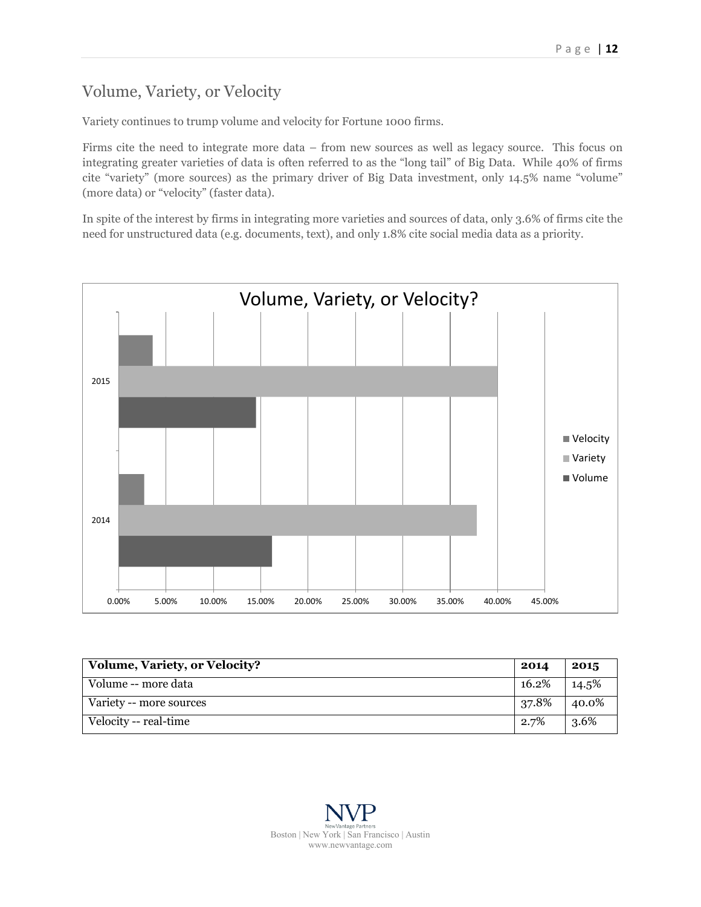## Volume, Variety, or Velocity

Variety continues to trump volume and velocity for Fortune 1000 firms.

Firms cite the need to integrate more data – from new sources as well as legacy source. This focus on integrating greater varieties of data is often referred to as the "long tail" of Big Data. While 40% of firms cite "variety" (more sources) as the primary driver of Big Data investment, only 14.5% name "volume" (more data) or "velocity" (faster data).

In spite of the interest by firms in integrating more varieties and sources of data, only 3.6% of firms cite the need for unstructured data (e.g. documents, text), and only 1.8% cite social media data as a priority.

| Volume, Variety, or Velocity? | 2014 | 2015 |
|---|---|---|
| Volume -- more data | 16.2% | 14.5% |
| Variety -- more sources | 37.8% | 40.0% |
| Velocity -- real-time | 2.7% | 3.6% |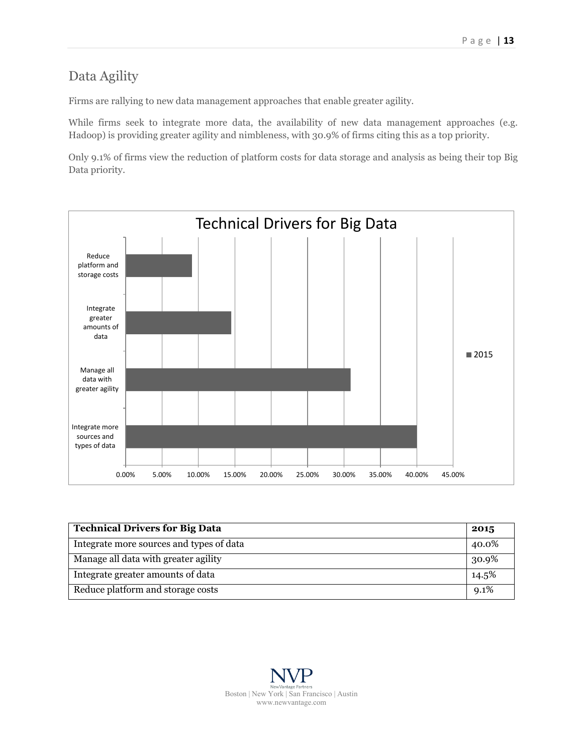## Data Agility

Firms are rallying to new data management approaches that enable greater agility.

While firms seek to integrate more data, the availability of new data management approaches (e.g. Hadoop) is providing greater agility and nimbleness, with 30.9% of firms citing this as a top priority.

Only 9.1% of firms view the reduction of platform costs for data storage and analysis as being their top Big Data priority.

| Technical Drivers for Big Data | 2015 |
|---|---|
| Integrate more sources and types of data | 40.0% |
| Manage all data with greater agility | 30.9% |
| Integrate greater amounts of data | 14.5% |
| Reduce platform and storage costs | 9.1% |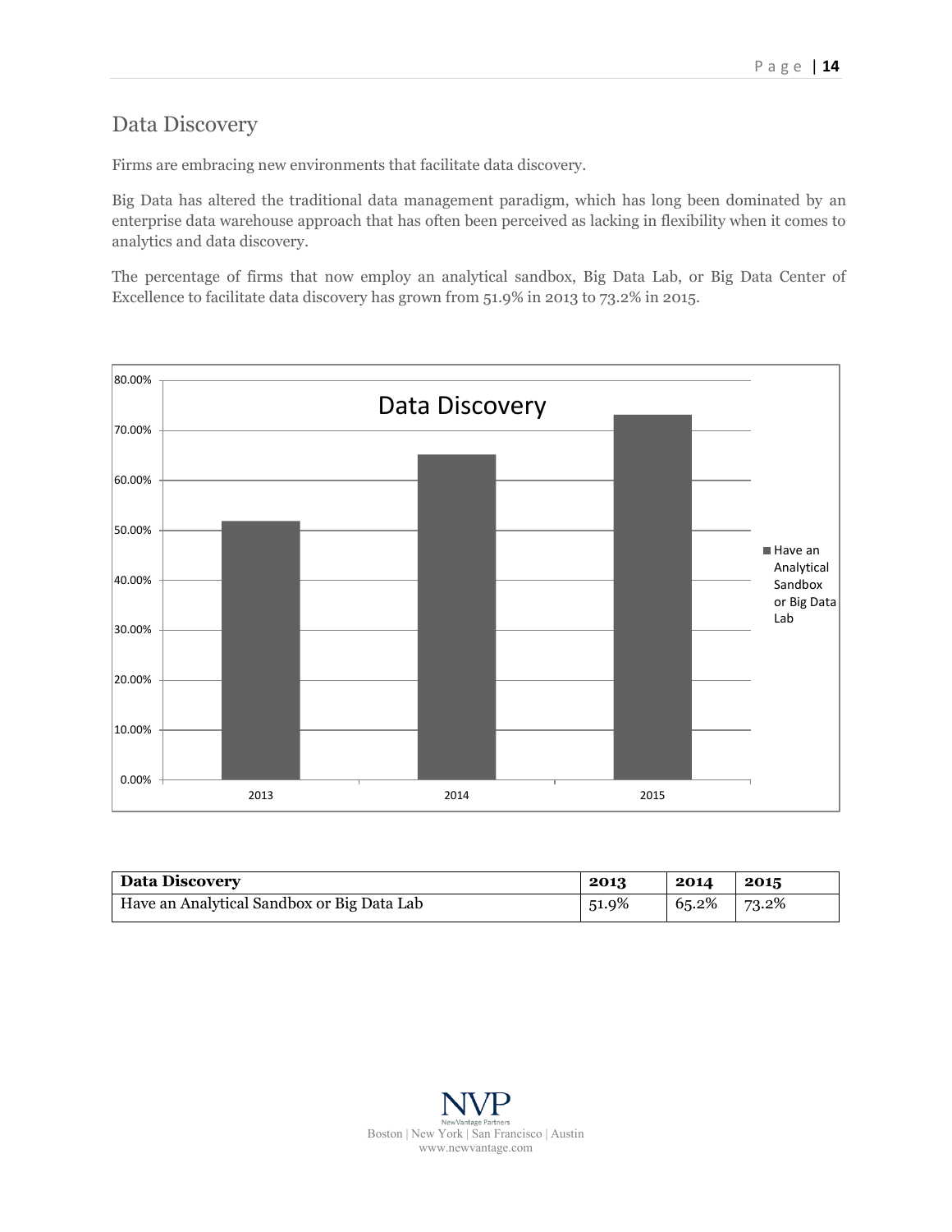## Data Discovery

Firms are embracing new environments that facilitate data discovery.

Big Data has altered the traditional data management paradigm, which has long been dominated by an enterprise data warehouse approach that has often been perceived as lacking in flexibility when it comes to analytics and data discovery.

The percentage of firms that now employ an analytical sandbox, Big Data Lab, or Big Data Center of Excellence to facilitate data discovery has grown from 51.9% in 2013 to 73.2% in 2015.

| Data Discovery | 2013 | 2014 | 2015 |
|---|---|---|---|
| Have an Analytical Sandbox or Big Data Lab | 51.9% | 65.2% | 73.2% |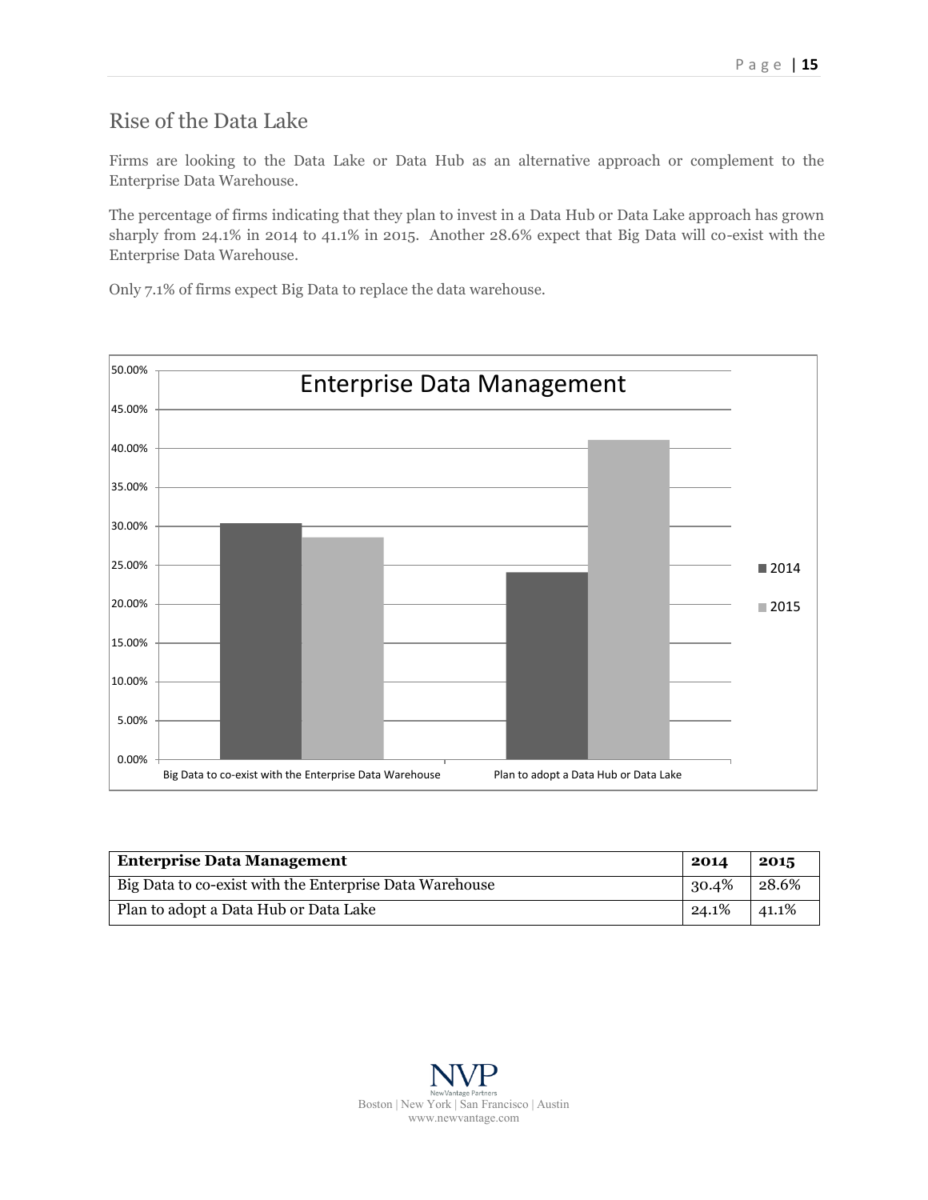## Rise of the Data Lake

Firms are looking to the Data Lake or Data Hub as an alternative approach or complement to the Enterprise Data Warehouse.

The percentage of firms indicating that they plan to invest in a Data Hub or Data Lake approach has grown sharply from 24.1% in 2014 to 41.1% in 2015. Another 28.6% expect that Big Data will co-exist with the Enterprise Data Warehouse.

Only 7.1% of firms expect Big Data to replace the data warehouse.

| Enterprise Data Management | 2014 | 2015 |
|---|---|---|
| Big Data to co-exist with the Enterprise Data Warehouse | 30.4% | 28.6% |
| Plan to adopt a Data Hub or Data Lake | 24.1% | 41.1% |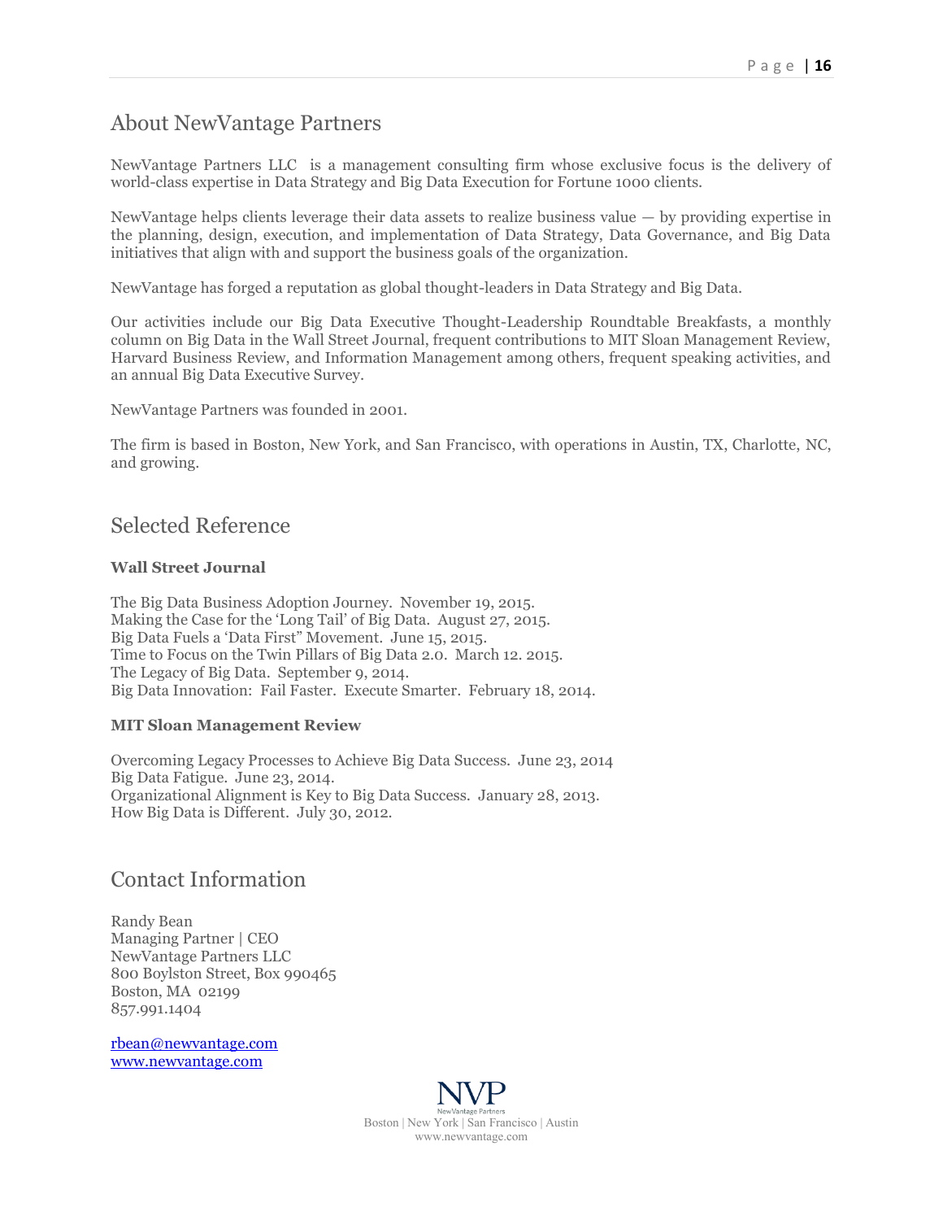## About NewVantage Partners

NewVantage Partners LLC is a management consulting firm whose exclusive focus is the delivery of world-class expertise in Data Strategy and Big Data Execution for Fortune 1000 clients.

NewVantage helps clients leverage their data assets to realize business value — by providing expertise in the planning, design, execution, and implementation of Data Strategy, Data Governance, and Big Data initiatives that align with and support the business goals of the organization.

NewVantage has forged a reputation as global thought-leaders in Data Strategy and Big Data.

Our activities include our Big Data Executive Thought-Leadership Roundtable Breakfasts, a monthly column on Big Data in the Wall Street Journal, frequent contributions to MIT Sloan Management Review, Harvard Business Review, and Information Management among others, frequent speaking activities, and an annual Big Data Executive Survey.

NewVantage Partners was founded in 2001.

The firm is based in Boston, New York, and San Francisco, with operations in Austin, TX, Charlotte, NC, and growing.

## Selected Reference

**Wall Street Journal**

The Big Data Business Adoption Journey. November 19, 2015.
Making the Case for the 'Long Tail' of Big Data. August 27, 2015.
Big Data Fuels a 'Data First" Movement. June 15, 2015.
Time to Focus on the Twin Pillars of Big Data 2.0. March 12. 2015.
The Legacy of Big Data. September 9, 2014.
Big Data Innovation: Fail Faster. Execute Smarter. February 18, 2014.

**MIT Sloan Management Review**

Overcoming Legacy Processes to Achieve Big Data Success. June 23, 2014
Big Data Fatigue. June 23, 2014.
Organizational Alignment is Key to Big Data Success. January 28, 2013.
How Big Data is Different. July 30, 2012.

## Contact Information

Randy Bean
Managing Partner | CEO
NewVantage Partners LLC
800 Boylston Street, Box 990465
Boston, MA 02199
857.991.1404

rbean@newvantage.com
www.newvantage.com

NVP
NewVantage Partners
Boston | New York | San Francisco | Austin
www.newvantage.com